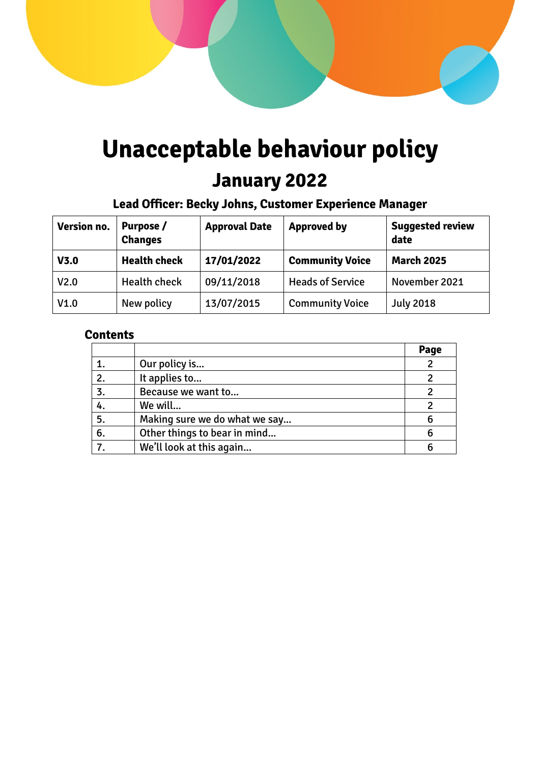# Unacceptable behaviour policy

## January 2022

### Lead Officer: Becky Johns, Customer Experience Manager

| Version no. | Purpose / Changes | Approval Date | Approved by | Suggested review date |
|---|---|---|---|---|
| **V3.0** | **Health check** | **17/01/2022** | **Community Voice** | **March 2025** |
| V2.0 | Health check | 09/11/2018 | Heads of Service | November 2021 |
| V1.0 | New policy | 13/07/2015 | Community Voice | July 2018 |

**Contents**

| | | Page |
|---|---|---|
| 1. | Our policy is… | 2 |
| 2. | It applies to… | 2 |
| 3. | Because we want to… | 2 |
| 4. | We will… | 2 |
| 5. | Making sure we do what we say… | 6 |
| 6. | Other things to bear in mind… | 6 |
| 7. | We'll look at this again… | 6 |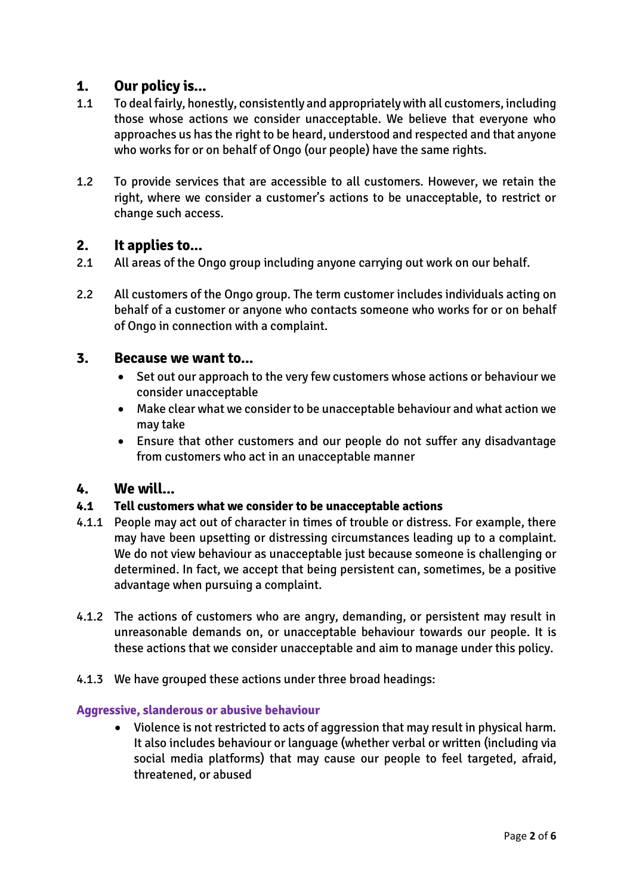## 1. Our policy is...

1.1 To deal fairly, honestly, consistently and appropriately with all customers, including those whose actions we consider unacceptable. We believe that everyone who approaches us has the right to be heard, understood and respected and that anyone who works for or on behalf of Ongo (our people) have the same rights.

1.2 To provide services that are accessible to all customers. However, we retain the right, where we consider a customer's actions to be unacceptable, to restrict or change such access.

## 2. It applies to...

2.1 All areas of the Ongo group including anyone carrying out work on our behalf.

2.2 All customers of the Ongo group. The term customer includes individuals acting on behalf of a customer or anyone who contacts someone who works for or on behalf of Ongo in connection with a complaint.

## 3. Because we want to...

- Set out our approach to the very few customers whose actions or behaviour we consider unacceptable
- Make clear what we consider to be unacceptable behaviour and what action we may take
- Ensure that other customers and our people do not suffer any disadvantage from customers who act in an unacceptable manner

## 4. We will...

### 4.1 Tell customers what we consider to be unacceptable actions

4.1.1 People may act out of character in times of trouble or distress. For example, there may have been upsetting or distressing circumstances leading up to a complaint. We do not view behaviour as unacceptable just because someone is challenging or determined. In fact, we accept that being persistent can, sometimes, be a positive advantage when pursuing a complaint.

4.1.2 The actions of customers who are angry, demanding, or persistent may result in unreasonable demands on, or unacceptable behaviour towards our people. It is these actions that we consider unacceptable and aim to manage under this policy.

4.1.3 We have grouped these actions under three broad headings:

#### Aggressive, slanderous or abusive behaviour

- Violence is not restricted to acts of aggression that may result in physical harm. It also includes behaviour or language (whether verbal or written (including via social media platforms) that may cause our people to feel targeted, afraid, threatened, or abused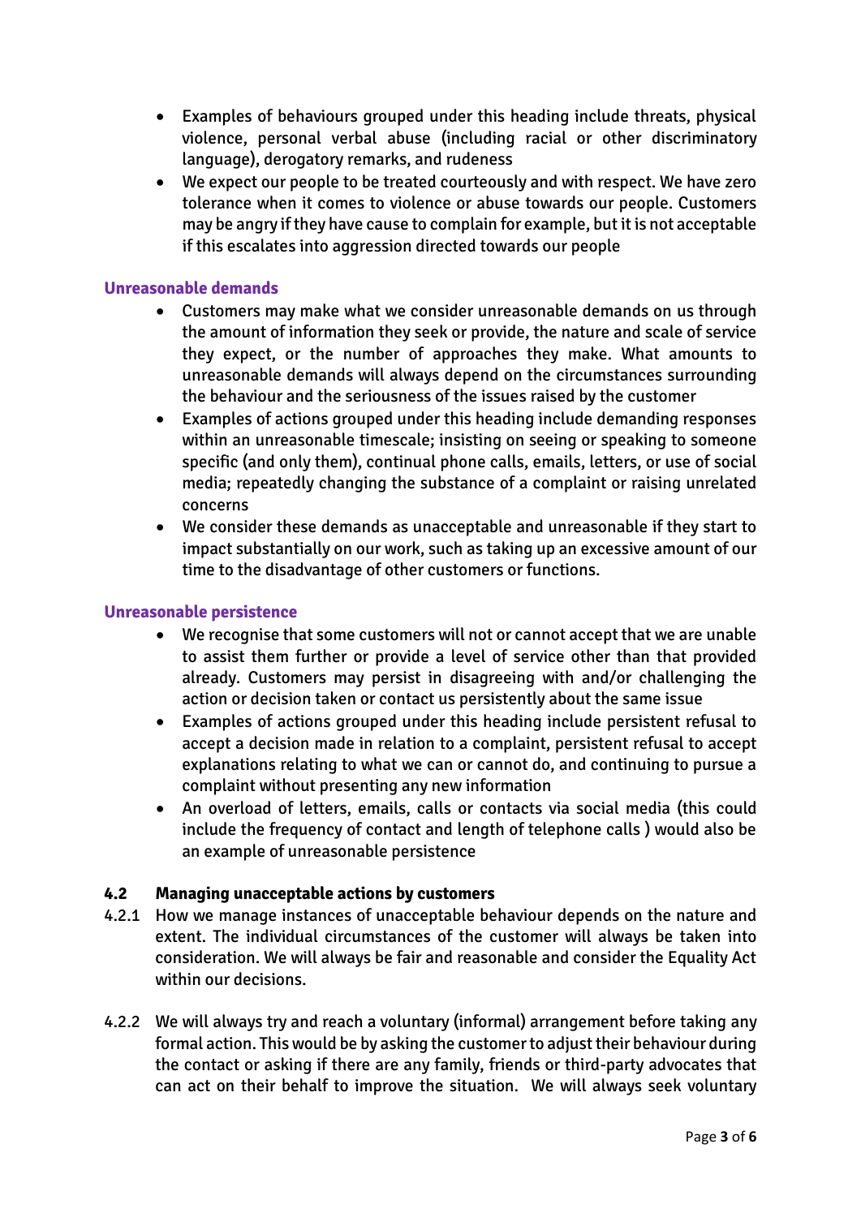- Examples of behaviours grouped under this heading include threats, physical violence, personal verbal abuse (including racial or other discriminatory language), derogatory remarks, and rudeness
- We expect our people to be treated courteously and with respect. We have zero tolerance when it comes to violence or abuse towards our people. Customers may be angry if they have cause to complain for example, but it is not acceptable if this escalates into aggression directed towards our people

### Unreasonable demands

- Customers may make what we consider unreasonable demands on us through the amount of information they seek or provide, the nature and scale of service they expect, or the number of approaches they make. What amounts to unreasonable demands will always depend on the circumstances surrounding the behaviour and the seriousness of the issues raised by the customer
- Examples of actions grouped under this heading include demanding responses within an unreasonable timescale; insisting on seeing or speaking to someone specific (and only them), continual phone calls, emails, letters, or use of social media; repeatedly changing the substance of a complaint or raising unrelated concerns
- We consider these demands as unacceptable and unreasonable if they start to impact substantially on our work, such as taking up an excessive amount of our time to the disadvantage of other customers or functions.

### Unreasonable persistence

- We recognise that some customers will not or cannot accept that we are unable to assist them further or provide a level of service other than that provided already. Customers may persist in disagreeing with and/or challenging the action or decision taken or contact us persistently about the same issue
- Examples of actions grouped under this heading include persistent refusal to accept a decision made in relation to a complaint, persistent refusal to accept explanations relating to what we can or cannot do, and continuing to pursue a complaint without presenting any new information
- An overload of letters, emails, calls or contacts via social media (this could include the frequency of contact and length of telephone calls ) would also be an example of unreasonable persistence

### 4.2 Managing unacceptable actions by customers

4.2.1 How we manage instances of unacceptable behaviour depends on the nature and extent. The individual circumstances of the customer will always be taken into consideration. We will always be fair and reasonable and consider the Equality Act within our decisions.

4.2.2 We will always try and reach a voluntary (informal) arrangement before taking any formal action. This would be by asking the customer to adjust their behaviour during the contact or asking if there are any family, friends or third-party advocates that can act on their behalf to improve the situation. We will always seek voluntary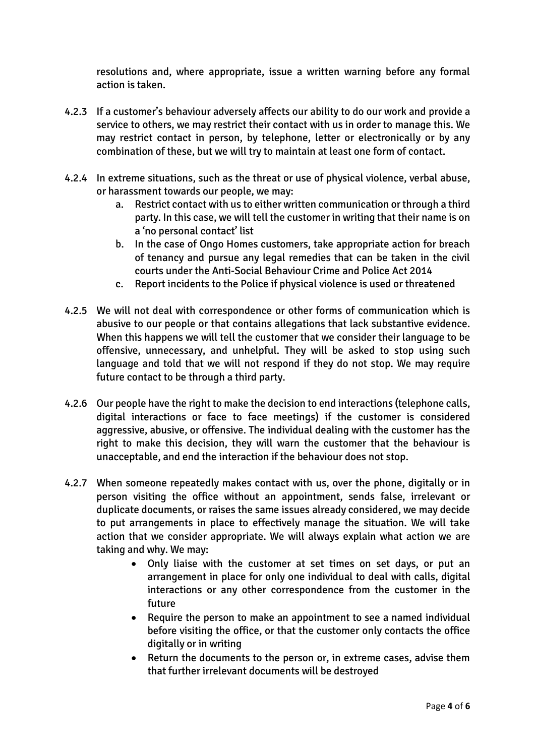resolutions and, where appropriate, issue a written warning before any formal action is taken.

4.2.3 If a customer's behaviour adversely affects our ability to do our work and provide a service to others, we may restrict their contact with us in order to manage this. We may restrict contact in person, by telephone, letter or electronically or by any combination of these, but we will try to maintain at least one form of contact.

4.2.4 In extreme situations, such as the threat or use of physical violence, verbal abuse, or harassment towards our people, we may:

a. Restrict contact with us to either written communication or through a third party. In this case, we will tell the customer in writing that their name is on a 'no personal contact' list
b. In the case of Ongo Homes customers, take appropriate action for breach of tenancy and pursue any legal remedies that can be taken in the civil courts under the Anti-Social Behaviour Crime and Police Act 2014
c. Report incidents to the Police if physical violence is used or threatened

4.2.5 We will not deal with correspondence or other forms of communication which is abusive to our people or that contains allegations that lack substantive evidence. When this happens we will tell the customer that we consider their language to be offensive, unnecessary, and unhelpful. They will be asked to stop using such language and told that we will not respond if they do not stop. We may require future contact to be through a third party.

4.2.6 Our people have the right to make the decision to end interactions (telephone calls, digital interactions or face to face meetings) if the customer is considered aggressive, abusive, or offensive. The individual dealing with the customer has the right to make this decision, they will warn the customer that the behaviour is unacceptable, and end the interaction if the behaviour does not stop.

4.2.7 When someone repeatedly makes contact with us, over the phone, digitally or in person visiting the office without an appointment, sends false, irrelevant or duplicate documents, or raises the same issues already considered, we may decide to put arrangements in place to effectively manage the situation. We will take action that we consider appropriate. We will always explain what action we are taking and why. We may:

- Only liaise with the customer at set times on set days, or put an arrangement in place for only one individual to deal with calls, digital interactions or any other correspondence from the customer in the future
- Require the person to make an appointment to see a named individual before visiting the office, or that the customer only contacts the office digitally or in writing
- Return the documents to the person or, in extreme cases, advise them that further irrelevant documents will be destroyed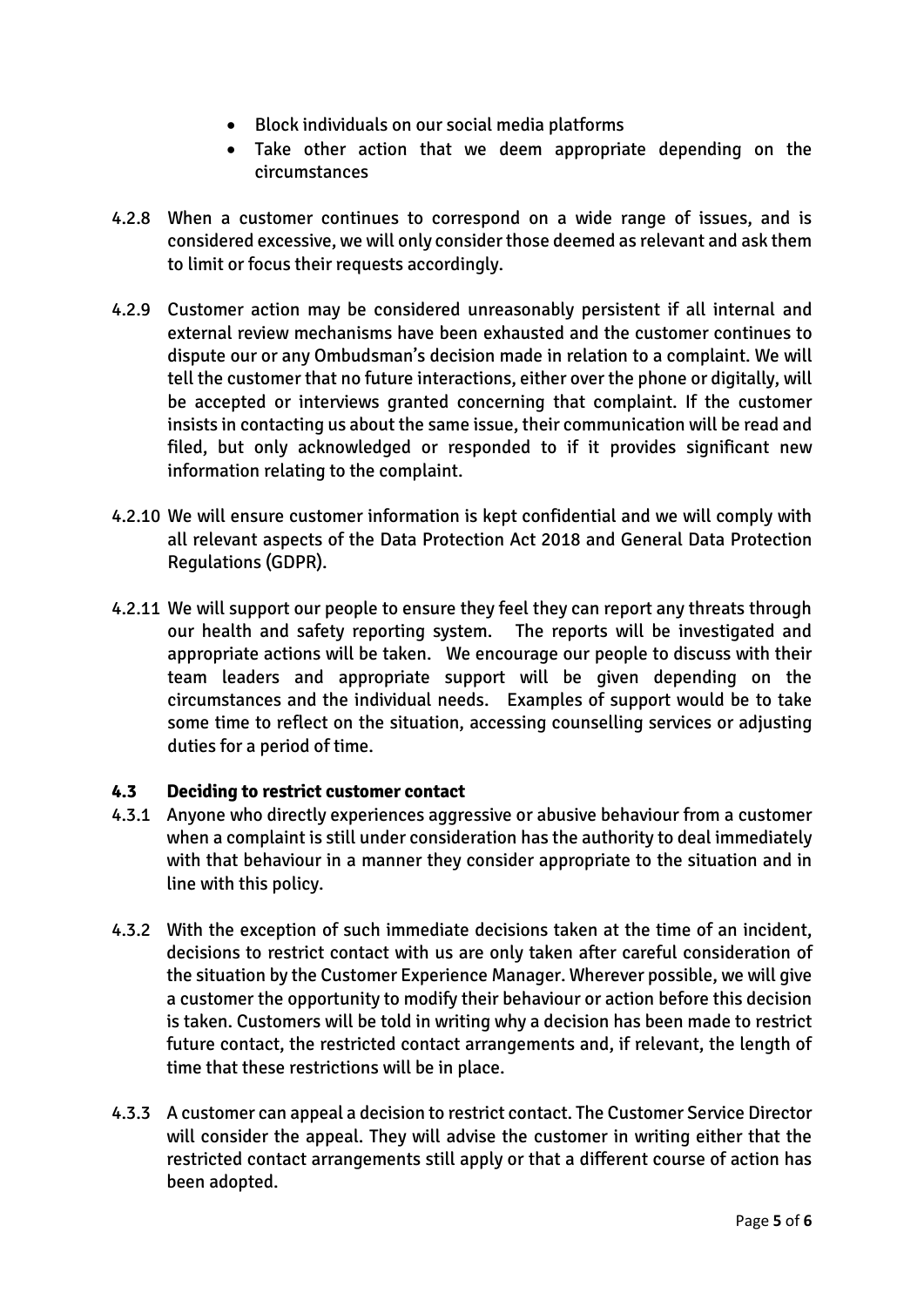- Block individuals on our social media platforms
- Take other action that we deem appropriate depending on the circumstances

4.2.8 When a customer continues to correspond on a wide range of issues, and is considered excessive, we will only consider those deemed as relevant and ask them to limit or focus their requests accordingly.

4.2.9 Customer action may be considered unreasonably persistent if all internal and external review mechanisms have been exhausted and the customer continues to dispute our or any Ombudsman's decision made in relation to a complaint. We will tell the customer that no future interactions, either over the phone or digitally, will be accepted or interviews granted concerning that complaint. If the customer insists in contacting us about the same issue, their communication will be read and filed, but only acknowledged or responded to if it provides significant new information relating to the complaint.

4.2.10 We will ensure customer information is kept confidential and we will comply with all relevant aspects of the Data Protection Act 2018 and General Data Protection Regulations (GDPR).

4.2.11 We will support our people to ensure they feel they can report any threats through our health and safety reporting system. The reports will be investigated and appropriate actions will be taken. We encourage our people to discuss with their team leaders and appropriate support will be given depending on the circumstances and the individual needs. Examples of support would be to take some time to reflect on the situation, accessing counselling services or adjusting duties for a period of time.

### 4.3 Deciding to restrict customer contact

4.3.1 Anyone who directly experiences aggressive or abusive behaviour from a customer when a complaint is still under consideration has the authority to deal immediately with that behaviour in a manner they consider appropriate to the situation and in line with this policy.

4.3.2 With the exception of such immediate decisions taken at the time of an incident, decisions to restrict contact with us are only taken after careful consideration of the situation by the Customer Experience Manager. Wherever possible, we will give a customer the opportunity to modify their behaviour or action before this decision is taken. Customers will be told in writing why a decision has been made to restrict future contact, the restricted contact arrangements and, if relevant, the length of time that these restrictions will be in place.

4.3.3 A customer can appeal a decision to restrict contact. The Customer Service Director will consider the appeal. They will advise the customer in writing either that the restricted contact arrangements still apply or that a different course of action has been adopted.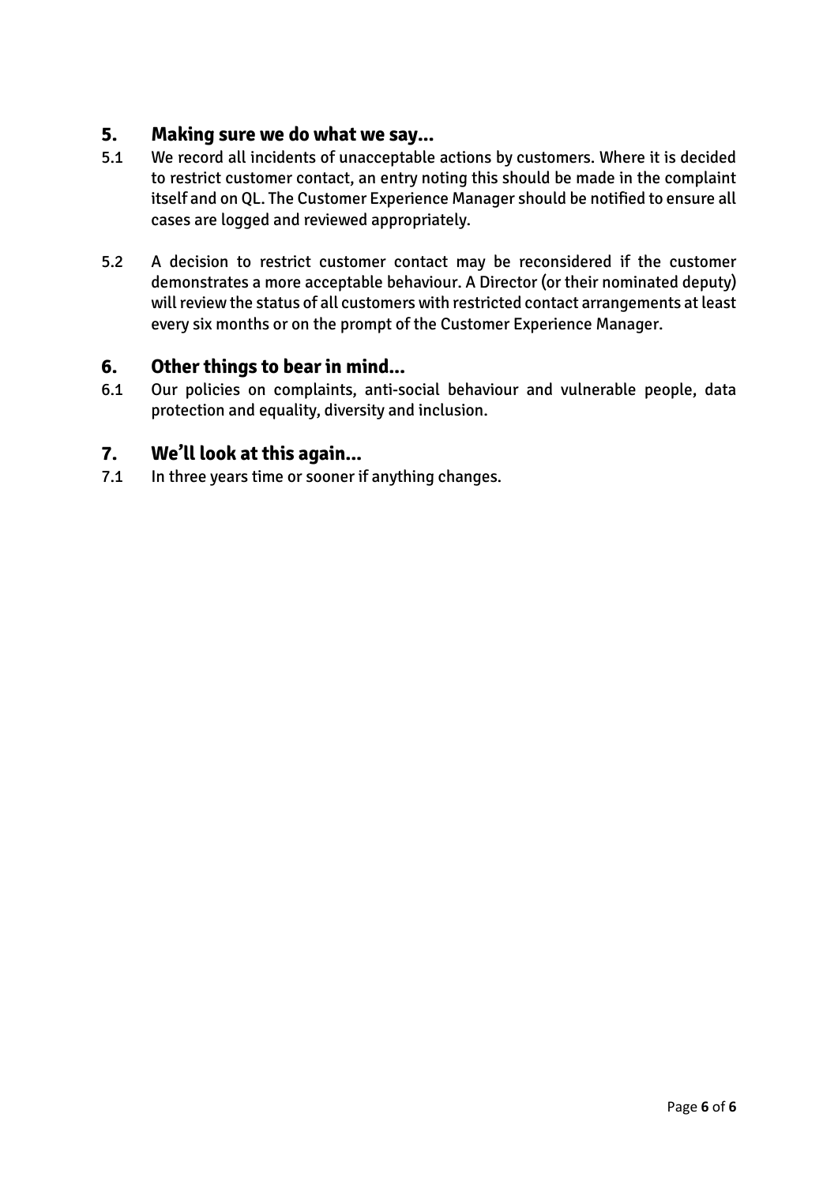## 5. Making sure we do what we say...

5.1 We record all incidents of unacceptable actions by customers. Where it is decided to restrict customer contact, an entry noting this should be made in the complaint itself and on QL. The Customer Experience Manager should be notified to ensure all cases are logged and reviewed appropriately.

5.2 A decision to restrict customer contact may be reconsidered if the customer demonstrates a more acceptable behaviour. A Director (or their nominated deputy) will review the status of all customers with restricted contact arrangements at least every six months or on the prompt of the Customer Experience Manager.

## 6. Other things to bear in mind...

6.1 Our policies on complaints, anti-social behaviour and vulnerable people, data protection and equality, diversity and inclusion.

## 7. We'll look at this again...

7.1 In three years time or sooner if anything changes.